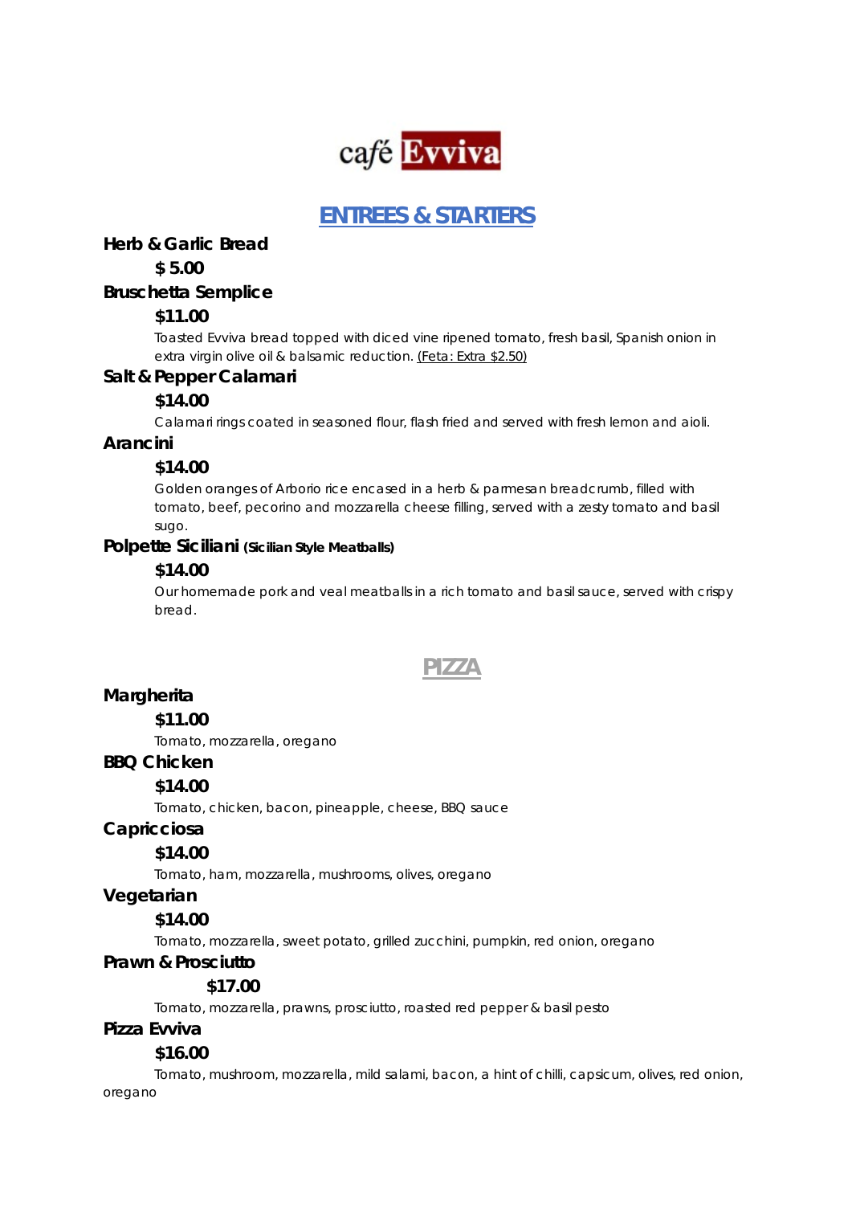# café Evviva

## ENTREES & STARTERS

**Herb & Garlic Bread**

**$ 5.00**

**Bruschetta Semplice**

**$11.00**

Toasted Evviva bread topped with diced vine ripened tomato, fresh basil, Spanish onion in extra virgin olive oil & balsamic reduction. (Feta: Extra $2.50)

**Salt & Pepper Calamari**

**$14.00**

Calamari rings coated in seasoned flour, flash fried and served with fresh lemon and aioli.

**Arancini**

**$14.00**

Golden oranges of Arborio rice encased in a herb & parmesan breadcrumb, filled with tomato, beef, pecorino and mozzarella cheese filling, served with a zesty tomato and basil sugo.

**Polpette Siciliani (Sicilian Style Meatballs)**

**$14.00**

Our homemade pork and veal meatballs in a rich tomato and basil sauce, served with crispy bread.

## PIZZA

**Margherita**

**$11.00**

Tomato, mozzarella, oregano

**BBQ Chicken**

**$14.00**

Tomato, chicken, bacon, pineapple, cheese, BBQ sauce

**Capricciosa**

**$14.00**

Tomato, ham, mozzarella, mushrooms, olives, oregano

**Vegetarian**

**$14.00**

Tomato, mozzarella, sweet potato, grilled zucchini, pumpkin, red onion, oregano

**Prawn & Prosciutto**

**$17.00**

Tomato, mozzarella, prawns, prosciutto, roasted red pepper & basil pesto

**Pizza Evviva**

**$16.00**

Tomato, mushroom, mozzarella, mild salami, bacon, a hint of chilli, capsicum, olives, red onion, oregano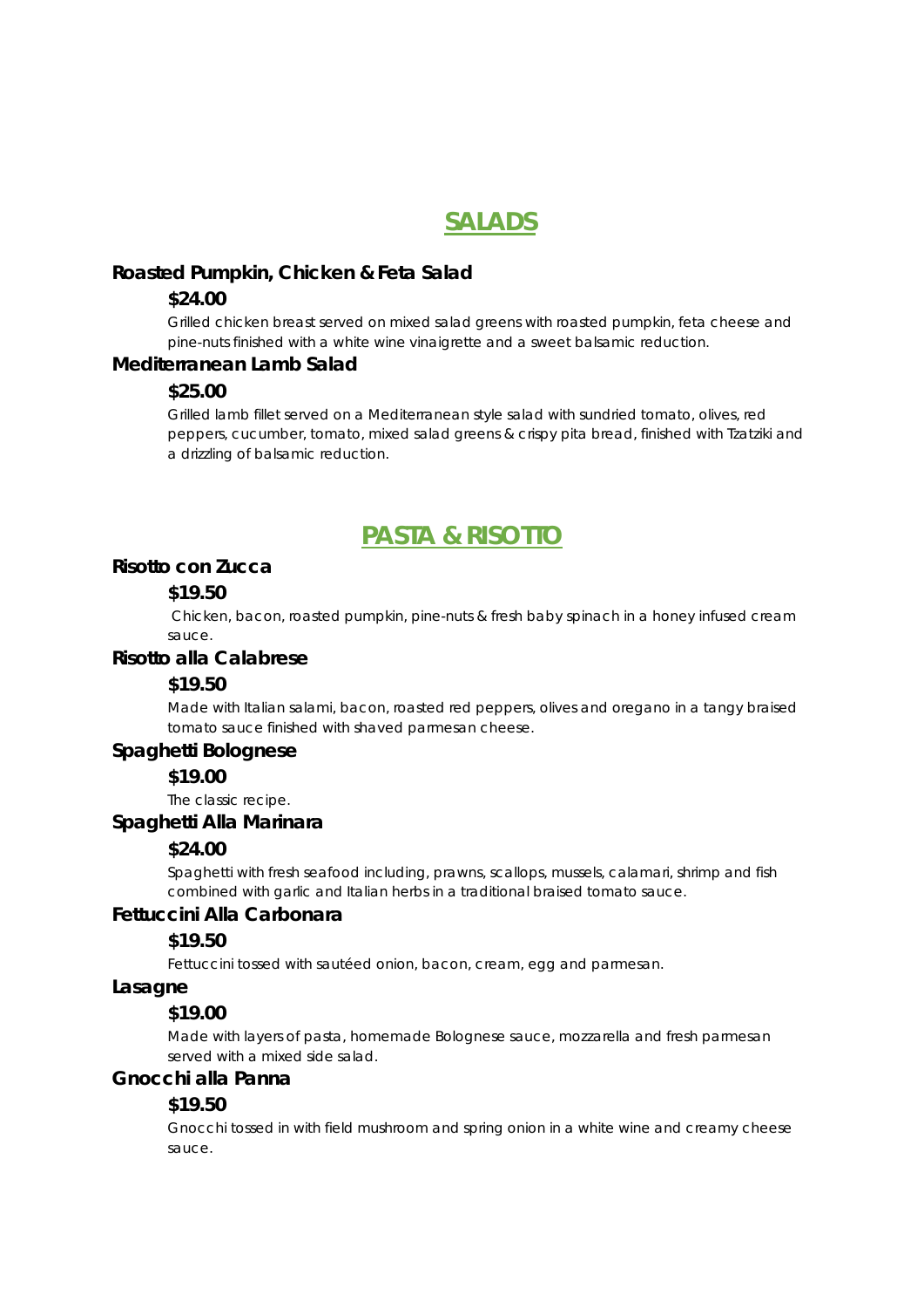## SALADS

### Roasted Pumpkin, Chicken & Feta Salad

**$24.00**

Grilled chicken breast served on mixed salad greens with roasted pumpkin, feta cheese and pine-nuts finished with a white wine vinaigrette and a sweet balsamic reduction.

### Mediterranean Lamb Salad

**$25.00**

Grilled lamb fillet served on a Mediterranean style salad with sundried tomato, olives, red peppers, cucumber, tomato, mixed salad greens & crispy pita bread, finished with Tzatziki and a drizzling of balsamic reduction.

## PASTA & RISOTTO

### Risotto con Zucca

**$19.50**

Chicken, bacon, roasted pumpkin, pine-nuts & fresh baby spinach in a honey infused cream sauce.

### Risotto alla Calabrese

**$19.50**

Made with Italian salami, bacon, roasted red peppers, olives and oregano in a tangy braised tomato sauce finished with shaved parmesan cheese.

### Spaghetti Bolognese

**$19.00**

The classic recipe.

### Spaghetti Alla Marinara

**$24.00**

Spaghetti with fresh seafood including, prawns, scallops, mussels, calamari, shrimp and fish combined with garlic and Italian herbs in a traditional braised tomato sauce.

### Fettuccini Alla Carbonara

**$19.50**

Fettuccini tossed with sautéed onion, bacon, cream, egg and parmesan.

### Lasagne

**$19.00**

Made with layers of pasta, homemade Bolognese sauce, mozzarella and fresh parmesan served with a mixed side salad.

### Gnocchi alla Panna

**$19.50**

Gnocchi tossed in with field mushroom and spring onion in a white wine and creamy cheese sauce.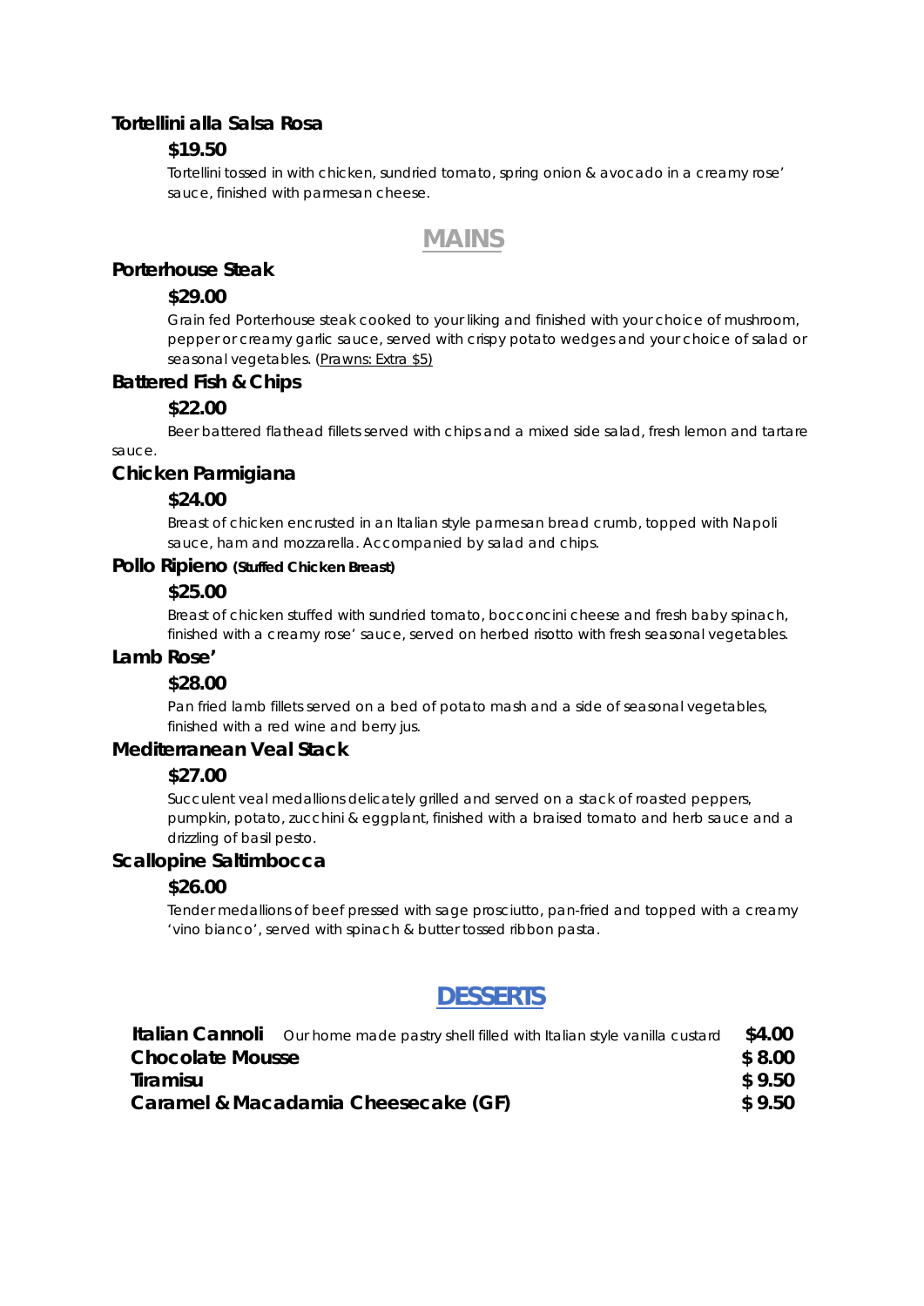### Tortellini alla Salsa Rosa

**$19.50**

Tortellini tossed in with chicken, sundried tomato, spring onion & avocado in a creamy rose' sauce, finished with parmesan cheese.

## MAINS

### Porterhouse Steak

**$29.00**

Grain fed Porterhouse steak cooked to your liking and finished with your choice of mushroom, pepper or creamy garlic sauce, served with crispy potato wedges and your choice of salad or seasonal vegetables. (Prawns: Extra $5)

### Battered Fish & Chips

**$22.00**

Beer battered flathead fillets served with chips and a mixed side salad, fresh lemon and tartare sauce.

### Chicken Parmigiana

**$24.00**

Breast of chicken encrusted in an Italian style parmesan bread crumb, topped with Napoli sauce, ham and mozzarella. Accompanied by salad and chips.

### Pollo Ripieno (Stuffed Chicken Breast)

**$25.00**

Breast of chicken stuffed with sundried tomato, bocconcini cheese and fresh baby spinach, finished with a creamy rose' sauce, served on herbed risotto with fresh seasonal vegetables.

### Lamb Rose'

**$28.00**

Pan fried lamb fillets served on a bed of potato mash and a side of seasonal vegetables, finished with a red wine and berry jus.

### Mediterranean Veal Stack

**$27.00**

Succulent veal medallions delicately grilled and served on a stack of roasted peppers, pumpkin, potato, zucchini & eggplant, finished with a braised tomato and herb sauce and a drizzling of basil pesto.

### Scallopine Saltimbocca

**$26.00**

Tender medallions of beef pressed with sage prosciutto, pan-fried and topped with a creamy 'vino bianco', served with spinach & butter tossed ribbon pasta.

## DESSERTS

| | |
|---|---|
| **Italian Cannoli** Our home made pastry shell filled with Italian style vanilla custard | **$4.00** |
| **Chocolate Mousse** | **$ 8.00** |
| **Tiramisu** | **$ 9.50** |
| **Caramel & Macadamia Cheesecake (GF)** | **$ 9.50** |